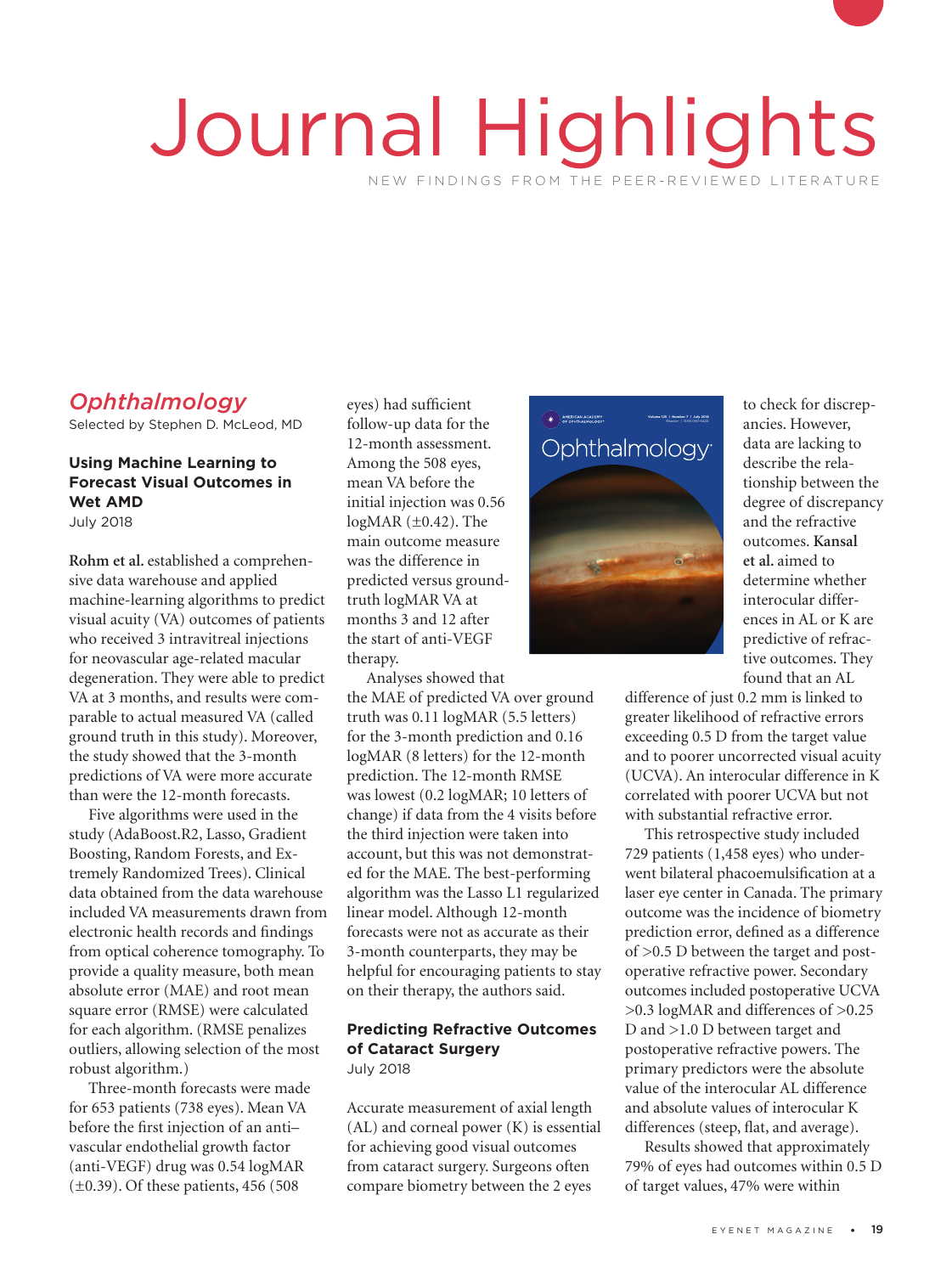# Journal Highlights

NEW FINDINGS FROM THE PEER-REVIEWED LITERATURE

## *Ophthalmology*

Selected by Stephen D. McLeod, MD

### Using Machine Learning to Forecast Visual Outcomes in Wet AMD

July 2018

**Rohm et al.** established a comprehensive data warehouse and applied machine-learning algorithms to predict visual acuity (VA) outcomes of patients who received 3 intravitreal injections for neovascular age-related macular degeneration. They were able to predict VA at 3 months, and results were comparable to actual measured VA (called ground truth in this study). Moreover, the study showed that the 3-month predictions of VA were more accurate than were the 12-month forecasts.

Five algorithms were used in the study (AdaBoost.R2, Lasso, Gradient Boosting, Random Forests, and Extremely Randomized Trees). Clinical data obtained from the data warehouse included VA measurements drawn from electronic health records and findings from optical coherence tomography. To provide a quality measure, both mean absolute error (MAE) and root mean square error (RMSE) were calculated for each algorithm. (RMSE penalizes outliers, allowing selection of the most robust algorithm.)

Three-month forecasts were made for 653 patients (738 eyes). Mean VA before the first injection of an anti–vascular endothelial growth factor (anti-VEGF) drug was 0.54 logMAR (±0.39). Of these patients, 456 (508 eyes) had sufficient follow-up data for the 12-month assessment. Among the 508 eyes, mean VA before the initial injection was 0.56 logMAR (±0.42). The main outcome measure was the difference in predicted versus ground-truth logMAR VA at months 3 and 12 after the start of anti-VEGF therapy.

Analyses showed that the MAE of predicted VA over ground truth was 0.11 logMAR (5.5 letters) for the 3-month prediction and 0.16 logMAR (8 letters) for the 12-month prediction. The 12-month RMSE was lowest (0.2 logMAR; 10 letters of change) if data from the 4 visits before the third injection were taken into account, but this was not demonstrated for the MAE. The best-performing algorithm was the Lasso L1 regularized linear model. Although 12-month forecasts were not as accurate as their 3-month counterparts, they may be helpful for encouraging patients to stay on their therapy, the authors said.

### Predicting Refractive Outcomes of Cataract Surgery

July 2018

Accurate measurement of axial length (AL) and corneal power (K) is essential for achieving good visual outcomes from cataract surgery. Surgeons often compare biometry between the 2 eyes to check for discrepancies. However, data are lacking to describe the relationship between the degree of discrepancy and the refractive outcomes. **Kansal et al.** aimed to determine whether interocular differences in AL or K are predictive of refractive outcomes. They found that an AL difference of just 0.2 mm is linked to greater likelihood of refractive errors exceeding 0.5 D from the target value and to poorer uncorrected visual acuity (UCVA). An interocular difference in K correlated with poorer UCVA but not with substantial refractive error.

This retrospective study included 729 patients (1,458 eyes) who underwent bilateral phacoemulsification at a laser eye center in Canada. The primary outcome was the incidence of biometry prediction error, defined as a difference of >0.5 D between the target and postoperative refractive power. Secondary outcomes included postoperative UCVA >0.3 logMAR and differences of >0.25 D and >1.0 D between target and postoperative refractive powers. The primary predictors were the absolute value of the interocular AL difference and absolute values of interocular K differences (steep, flat, and average).

Results showed that approximately 79% of eyes had outcomes within 0.5 D of target values, 47% were within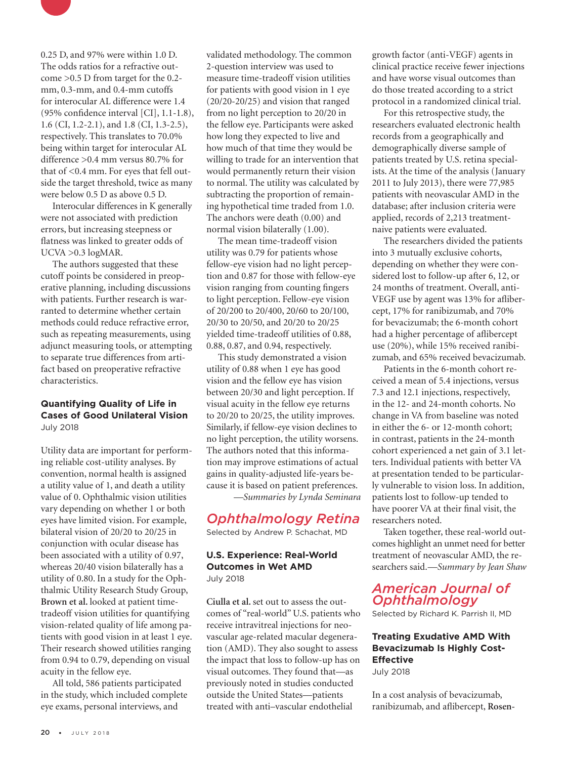0.25 D, and 97% were within 1.0 D. The odds ratios for a refractive outcome >0.5 D from target for the 0.2-mm, 0.3-mm, and 0.4-mm cutoffs for interocular AL difference were 1.4 (95% confidence interval [CI], 1.1-1.8), 1.6 (CI, 1.2-2.1), and 1.8 (CI, 1.3-2.5), respectively. This translates to 70.0% being within target for interocular AL difference >0.4 mm versus 80.7% for that of <0.4 mm. For eyes that fell outside the target threshold, twice as many were below 0.5 D as above 0.5 D.

Interocular differences in K generally were not associated with prediction errors, but increasing steepness or flatness was linked to greater odds of UCVA >0.3 logMAR.

The authors suggested that these cutoff points be considered in preoperative planning, including discussions with patients. Further research is warranted to determine whether certain methods could reduce refractive error, such as repeating measurements, using adjunct measuring tools, or attempting to separate true differences from artifact based on preoperative refractive characteristics.

### Quantifying Quality of Life in Cases of Good Unilateral Vision

July 2018

Utility data are important for performing reliable cost-utility analyses. By convention, normal health is assigned a utility value of 1, and death a utility value of 0. Ophthalmic vision utilities vary depending on whether 1 or both eyes have limited vision. For example, bilateral vision of 20/20 to 20/25 in conjunction with ocular disease has been associated with a utility of 0.97, whereas 20/40 vision bilaterally has a utility of 0.80. In a study for the Ophthalmic Utility Research Study Group, **Brown et al.** looked at patient time-tradeoff vision utilities for quantifying vision-related quality of life among patients with good vision in at least 1 eye. Their research showed utilities ranging from 0.94 to 0.79, depending on visual acuity in the fellow eye.

All told, 586 patients participated in the study, which included complete eye exams, personal interviews, and validated methodology. The common 2-question interview was used to measure time-tradeoff vision utilities for patients with good vision in 1 eye (20/20-20/25) and vision that ranged from no light perception to 20/20 in the fellow eye. Participants were asked how long they expected to live and how much of that time they would be willing to trade for an intervention that would permanently return their vision to normal. The utility was calculated by subtracting the proportion of remaining hypothetical time traded from 1.0. The anchors were death (0.00) and normal vision bilaterally (1.00).

The mean time-tradeoff vision utility was 0.79 for patients whose fellow-eye vision had no light perception and 0.87 for those with fellow-eye vision ranging from counting fingers to light perception. Fellow-eye vision of 20/200 to 20/400, 20/60 to 20/100, 20/30 to 20/50, and 20/20 to 20/25 yielded time-tradeoff utilities of 0.88, 0.88, 0.87, and 0.94, respectively.

This study demonstrated a vision utility of 0.88 when 1 eye has good vision and the fellow eye has vision between 20/30 and light perception. If visual acuity in the fellow eye returns to 20/20 to 20/25, the utility improves. Similarly, if fellow-eye vision declines to no light perception, the utility worsens. The authors noted that this information may improve estimations of actual gains in quality-adjusted life-years because it is based on patient preferences.

*—Summaries by Lynda Seminara*

## Ophthalmology Retina

Selected by Andrew P. Schachat, MD

### U.S. Experience: Real-World Outcomes in Wet AMD

July 2018

**Ciulla et al.** set out to assess the outcomes of "real-world" U.S. patients who receive intravitreal injections for neovascular age-related macular degeneration (AMD). They also sought to assess the impact that loss to follow-up has on visual outcomes. They found that—as previously noted in studies conducted outside the United States—patients treated with anti–vascular endothelial growth factor (anti-VEGF) agents in clinical practice receive fewer injections and have worse visual outcomes than do those treated according to a strict protocol in a randomized clinical trial.

For this retrospective study, the researchers evaluated electronic health records from a geographically and demographically diverse sample of patients treated by U.S. retina specialists. At the time of the analysis (January 2011 to July 2013), there were 77,985 patients with neovascular AMD in the database; after inclusion criteria were applied, records of 2,213 treatment-naive patients were evaluated.

The researchers divided the patients into 3 mutually exclusive cohorts, depending on whether they were considered lost to follow-up after 6, 12, or 24 months of treatment. Overall, anti-VEGF use by agent was 13% for aflibercept, 17% for ranibizumab, and 70% for bevacizumab; the 6-month cohort had a higher percentage of aflibercept use (20%), while 15% received ranibizumab, and 65% received bevacizumab.

Patients in the 6-month cohort received a mean of 5.4 injections, versus 7.3 and 12.1 injections, respectively, in the 12- and 24-month cohorts. No change in VA from baseline was noted in either the 6- or 12-month cohort; in contrast, patients in the 24-month cohort experienced a net gain of 3.1 letters. Individual patients with better VA at presentation tended to be particularly vulnerable to vision loss. In addition, patients lost to follow-up tended to have poorer VA at their final visit, the researchers noted.

Taken together, these real-world outcomes highlight an unmet need for better treatment of neovascular AMD, the researchers said.*—Summary by Jean Shaw*

## American Journal of Ophthalmology

Selected by Richard K. Parrish II, MD

### Treating Exudative AMD With Bevacizumab Is Highly Cost-Effective

July 2018

In a cost analysis of bevacizumab, ranibizumab, and aflibercept, **Rosen-**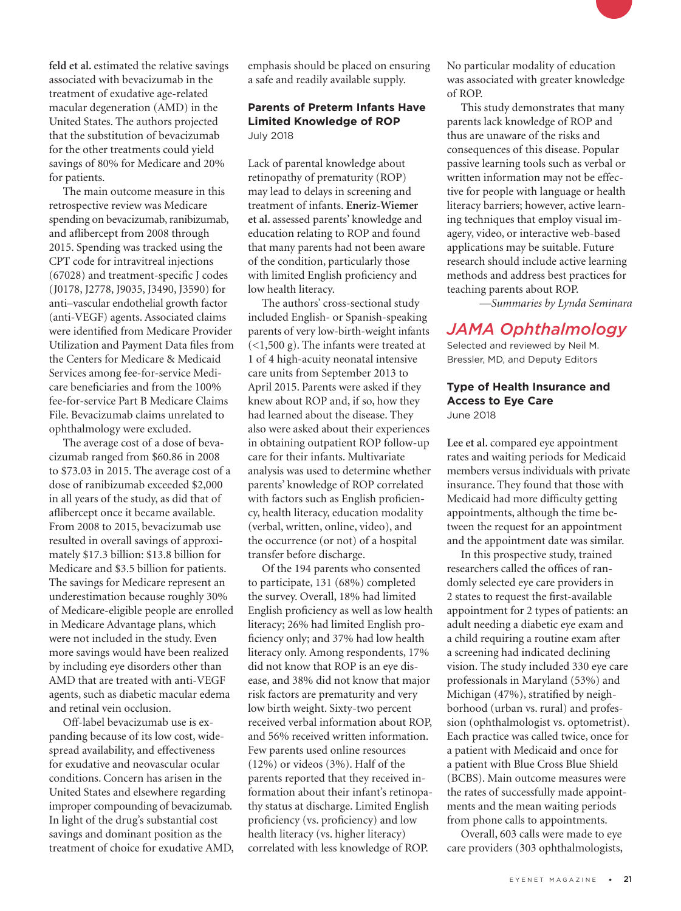feld et al. estimated the relative savings associated with bevacizumab in the treatment of exudative age-related macular degeneration (AMD) in the United States. The authors projected that the substitution of bevacizumab for the other treatments could yield savings of 80% for Medicare and 20% for patients.

The main outcome measure in this retrospective review was Medicare spending on bevacizumab, ranibizumab, and aflibercept from 2008 through 2015. Spending was tracked using the CPT code for intravitreal injections (67028) and treatment-specific J codes (J0178, J2778, J9035, J3490, J3590) for anti–vascular endothelial growth factor (anti-VEGF) agents. Associated claims were identified from Medicare Provider Utilization and Payment Data files from the Centers for Medicare & Medicaid Services among fee-for-service Medicare beneficiaries and from the 100% fee-for-service Part B Medicare Claims File. Bevacizumab claims unrelated to ophthalmology were excluded.

The average cost of a dose of bevacizumab ranged from $60.86 in 2008 to $73.03 in 2015. The average cost of a dose of ranibizumab exceeded $2,000 in all years of the study, as did that of aflibercept once it became available. From 2008 to 2015, bevacizumab use resulted in overall savings of approximately $17.3 billion: $13.8 billion for Medicare and $3.5 billion for patients. The savings for Medicare represent an underestimation because roughly 30% of Medicare-eligible people are enrolled in Medicare Advantage plans, which were not included in the study. Even more savings would have been realized by including eye disorders other than AMD that are treated with anti-VEGF agents, such as diabetic macular edema and retinal vein occlusion.

Off-label bevacizumab use is expanding because of its low cost, widespread availability, and effectiveness for exudative and neovascular ocular conditions. Concern has arisen in the United States and elsewhere regarding improper compounding of bevacizumab. In light of the drug's substantial cost savings and dominant position as the treatment of choice for exudative AMD, emphasis should be placed on ensuring a safe and readily available supply.

### Parents of Preterm Infants Have Limited Knowledge of ROP

July 2018

Lack of parental knowledge about retinopathy of prematurity (ROP) may lead to delays in screening and treatment of infants. **Eneriz-Wiemer et al.** assessed parents' knowledge and education relating to ROP and found that many parents had not been aware of the condition, particularly those with limited English proficiency and low health literacy.

The authors' cross-sectional study included English- or Spanish-speaking parents of very low-birth-weight infants (<1,500 g). The infants were treated at 1 of 4 high-acuity neonatal intensive care units from September 2013 to April 2015. Parents were asked if they knew about ROP and, if so, how they had learned about the disease. They also were asked about their experiences in obtaining outpatient ROP follow-up care for their infants. Multivariate analysis was used to determine whether parents' knowledge of ROP correlated with factors such as English proficiency, health literacy, education modality (verbal, written, online, video), and the occurrence (or not) of a hospital transfer before discharge.

Of the 194 parents who consented to participate, 131 (68%) completed the survey. Overall, 18% had limited English proficiency as well as low health literacy; 26% had limited English proficiency only; and 37% had low health literacy only. Among respondents, 17% did not know that ROP is an eye disease, and 38% did not know that major risk factors are prematurity and very low birth weight. Sixty-two percent received verbal information about ROP, and 56% received written information. Few parents used online resources (12%) or videos (3%). Half of the parents reported that they received information about their infant's retinopathy status at discharge. Limited English proficiency (vs. proficiency) and low health literacy (vs. higher literacy) correlated with less knowledge of ROP. No particular modality of education was associated with greater knowledge of ROP.

This study demonstrates that many parents lack knowledge of ROP and thus are unaware of the risks and consequences of this disease. Popular passive learning tools such as verbal or written information may not be effective for people with language or health literacy barriers; however, active learning techniques that employ visual imagery, video, or interactive web-based applications may be suitable. Future research should include active learning methods and address best practices for teaching parents about ROP.

—*Summaries by Lynda Seminara*

## *JAMA Ophthalmology*

Selected and reviewed by Neil M. Bressler, MD, and Deputy Editors

### Type of Health Insurance and Access to Eye Care

June 2018

**Lee et al.** compared eye appointment rates and waiting periods for Medicaid members versus individuals with private insurance. They found that those with Medicaid had more difficulty getting appointments, although the time between the request for an appointment and the appointment date was similar.

In this prospective study, trained researchers called the offices of randomly selected eye care providers in 2 states to request the first-available appointment for 2 types of patients: an adult needing a diabetic eye exam and a child requiring a routine exam after a screening had indicated declining vision. The study included 330 eye care professionals in Maryland (53%) and Michigan (47%), stratified by neighborhood (urban vs. rural) and profession (ophthalmologist vs. optometrist). Each practice was called twice, once for a patient with Medicaid and once for a patient with Blue Cross Blue Shield (BCBS). Main outcome measures were the rates of successfully made appointments and the mean waiting periods from phone calls to appointments.

Overall, 603 calls were made to eye care providers (303 ophthalmologists,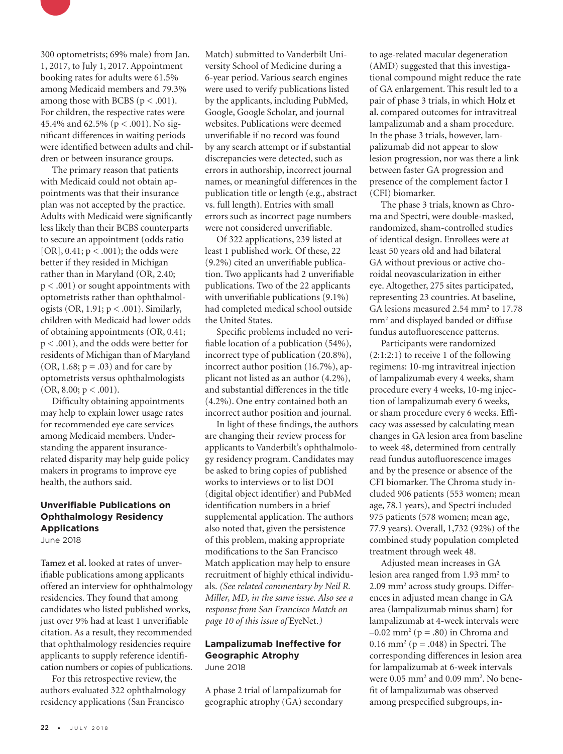300 optometrists; 69% male) from Jan. 1, 2017, to July 1, 2017. Appointment booking rates for adults were 61.5% among Medicaid members and 79.3% among those with BCBS ($p < .001$). For children, the respective rates were 45.4% and 62.5% ($p < .001$). No significant differences in waiting periods were identified between adults and children or between insurance groups.

The primary reason that patients with Medicaid could not obtain appointments was that their insurance plan was not accepted by the practice. Adults with Medicaid were significantly less likely than their BCBS counterparts to secure an appointment (odds ratio [OR], 0.41; $p < .001$); the odds were better if they resided in Michigan rather than in Maryland (OR, 2.40; $p < .001$) or sought appointments with optometrists rather than ophthalmologists (OR, 1.91; $p < .001$). Similarly, children with Medicaid had lower odds of obtaining appointments (OR, 0.41; $p < .001$), and the odds were better for residents of Michigan than of Maryland (OR, 1.68; $p = .03$) and for care by optometrists versus ophthalmologists (OR, 8.00; $p < .001$).

Difficulty obtaining appointments may help to explain lower usage rates for recommended eye care services among Medicaid members. Understanding the apparent insurance-related disparity may help guide policy makers in programs to improve eye health, the authors said.

## Unverifiable Publications on Ophthalmology Residency Applications

June 2018

**Tamez et al.** looked at rates of unverifiable publications among applicants offered an interview for ophthalmology residencies. They found that among candidates who listed published works, just over 9% had at least 1 unverifiable citation. As a result, they recommended that ophthalmology residencies require applicants to supply reference identification numbers or copies of publications.

For this retrospective review, the authors evaluated 322 ophthalmology residency applications (San Francisco Match) submitted to Vanderbilt University School of Medicine during a 6-year period. Various search engines were used to verify publications listed by the applicants, including PubMed, Google, Google Scholar, and journal websites. Publications were deemed unverifiable if no record was found by any search attempt or if substantial discrepancies were detected, such as errors in authorship, incorrect journal names, or meaningful differences in the publication title or length (e.g., abstract vs. full length). Entries with small errors such as incorrect page numbers were not considered unverifiable.

Of 322 applications, 239 listed at least 1 published work. Of these, 22 (9.2%) cited an unverifiable publication. Two applicants had 2 unverifiable publications. Two of the 22 applicants with unverifiable publications (9.1%) had completed medical school outside the United States.

Specific problems included no verifiable location of a publication (54%), incorrect type of publication (20.8%), incorrect author position (16.7%), applicant not listed as an author (4.2%), and substantial differences in the title (4.2%). One entry contained both an incorrect author position and journal.

In light of these findings, the authors are changing their review process for applicants to Vanderbilt's ophthalmology residency program. Candidates may be asked to bring copies of published works to interviews or to list DOI (digital object identifier) and PubMed identification numbers in a brief supplemental application. The authors also noted that, given the persistence of this problem, making appropriate modifications to the San Francisco Match application may help to ensure recruitment of highly ethical individuals. *(See related commentary by Neil R. Miller, MD, in the same issue. Also see a response from San Francisco Match on page 10 of this issue of* EyeNet.*)*

## Lampalizumab Ineffective for Geographic Atrophy

June 2018

A phase 2 trial of lampalizumab for geographic atrophy (GA) secondary to age-related macular degeneration (AMD) suggested that this investigational compound might reduce the rate of GA enlargement. This result led to a pair of phase 3 trials, in which **Holz et al.** compared outcomes for intravitreal lampalizumab and a sham procedure. In the phase 3 trials, however, lampalizumab did not appear to slow lesion progression, nor was there a link between faster GA progression and presence of the complement factor I (CFI) biomarker.

The phase 3 trials, known as Chroma and Spectri, were double-masked, randomized, sham-controlled studies of identical design. Enrollees were at least 50 years old and had bilateral GA without previous or active choroidal neovascularization in either eye. Altogether, 275 sites participated, representing 23 countries. At baseline, GA lesions measured 2.54 $mm^2$ to 17.78 $mm^2$ and displayed banded or diffuse fundus autofluorescence patterns.

Participants were randomized (2:1:2:1) to receive 1 of the following regimens: 10-mg intravitreal injection of lampalizumab every 4 weeks, sham procedure every 4 weeks, 10-mg injection of lampalizumab every 6 weeks, or sham procedure every 6 weeks. Efficacy was assessed by calculating mean changes in GA lesion area from baseline to week 48, determined from centrally read fundus autofluorescence images and by the presence or absence of the CFI biomarker. The Chroma study included 906 patients (553 women; mean age, 78.1 years), and Spectri included 975 patients (578 women; mean age, 77.9 years). Overall, 1,732 (92%) of the combined study population completed treatment through week 48.

Adjusted mean increases in GA lesion area ranged from 1.93 $mm^2$ to 2.09 $mm^2$ across study groups. Differences in adjusted mean change in GA area (lampalizumab minus sham) for lampalizumab at 4-week intervals were $-0.02$ $mm^2$ ($p = .80$) in Chroma and 0.16 $mm^2$ ($p = .048$) in Spectri. The corresponding differences in lesion area for lampalizumab at 6-week intervals were 0.05 $mm^2$ and 0.09 $mm^2$. No benefit of lampalizumab was observed among prespecified subgroups, in-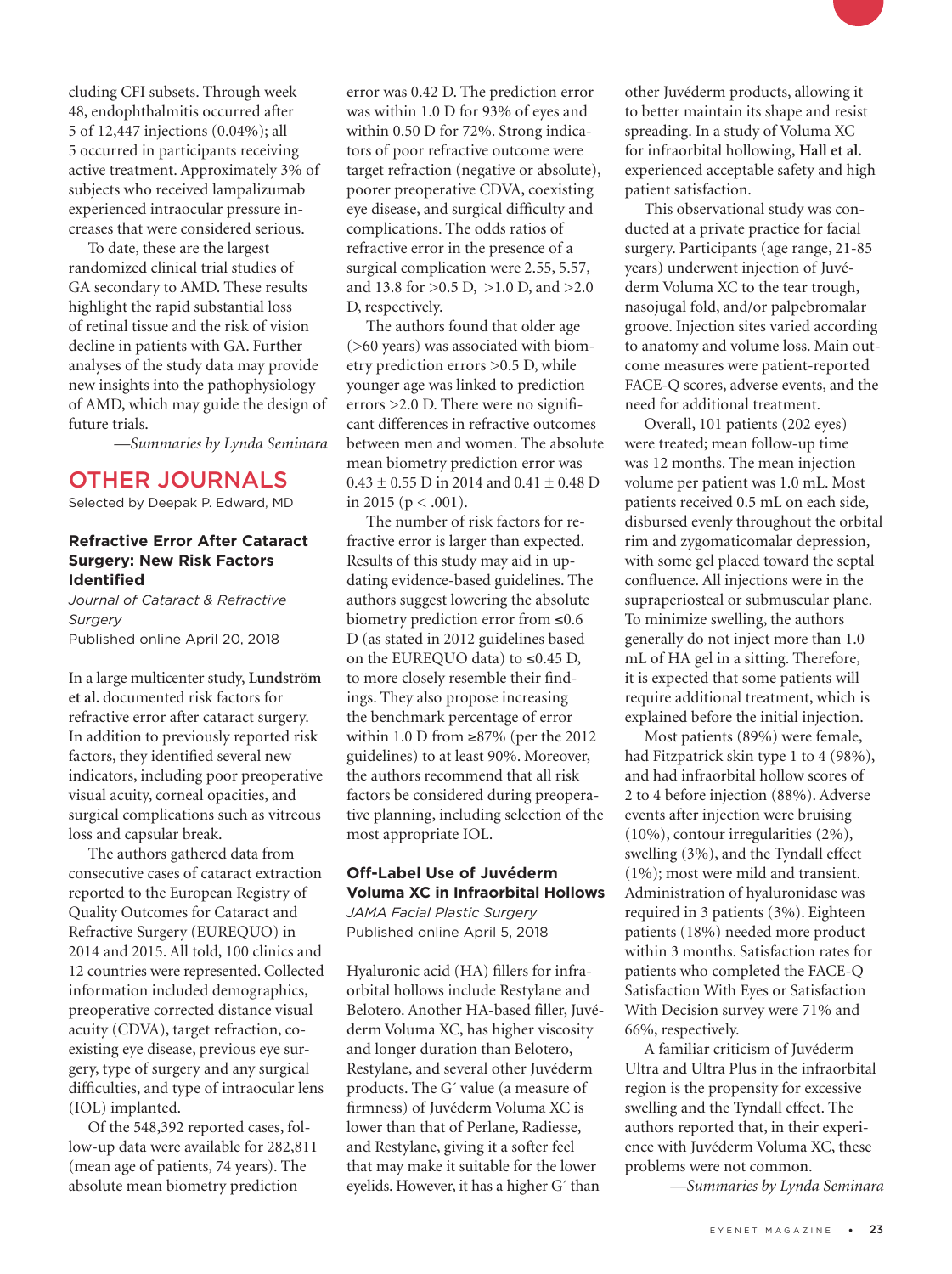cluding CFI subsets. Through week 48, endophthalmitis occurred after 5 of 12,447 injections (0.04%); all 5 occurred in participants receiving active treatment. Approximately 3% of subjects who received lampalizumab experienced intraocular pressure increases that were considered serious.

To date, these are the largest randomized clinical trial studies of GA secondary to AMD. These results highlight the rapid substantial loss of retinal tissue and the risk of vision decline in patients with GA. Further analyses of the study data may provide new insights into the pathophysiology of AMD, which may guide the design of future trials.

*—Summaries by Lynda Seminara*

## OTHER JOURNALS

Selected by Deepak P. Edward, MD

### Refractive Error After Cataract Surgery: New Risk Factors Identified

*Journal of Cataract & Refractive Surgery*
Published online April 20, 2018

In a large multicenter study, **Lundström et al.** documented risk factors for refractive error after cataract surgery. In addition to previously reported risk factors, they identified several new indicators, including poor preoperative visual acuity, corneal opacities, and surgical complications such as vitreous loss and capsular break.

The authors gathered data from consecutive cases of cataract extraction reported to the European Registry of Quality Outcomes for Cataract and Refractive Surgery (EUREQUO) in 2014 and 2015. All told, 100 clinics and 12 countries were represented. Collected information included demographics, preoperative corrected distance visual acuity (CDVA), target refraction, coexisting eye disease, previous eye surgery, type of surgery and any surgical difficulties, and type of intraocular lens (IOL) implanted.

Of the 548,392 reported cases, follow-up data were available for 282,811 (mean age of patients, 74 years). The absolute mean biometry prediction error was 0.42 D. The prediction error was within 1.0 D for 93% of eyes and within 0.50 D for 72%. Strong indicators of poor refractive outcome were target refraction (negative or absolute), poorer preoperative CDVA, coexisting eye disease, and surgical difficulty and complications. The odds ratios of refractive error in the presence of a surgical complication were 2.55, 5.57, and 13.8 for >0.5 D, >1.0 D, and >2.0 D, respectively.

The authors found that older age (>60 years) was associated with biometry prediction errors >0.5 D, while younger age was linked to prediction errors >2.0 D. There were no significant differences in refractive outcomes between men and women. The absolute mean biometry prediction error was 0.43 ± 0.55 D in 2014 and 0.41 ± 0.48 D in 2015 ($p < .001$).

The number of risk factors for refractive error is larger than expected. Results of this study may aid in updating evidence-based guidelines. The authors suggest lowering the absolute biometry prediction error from ≤0.6 D (as stated in 2012 guidelines based on the EUREQUO data) to ≤0.45 D, to more closely resemble their findings. They also propose increasing the benchmark percentage of error within 1.0 D from ≥87% (per the 2012 guidelines) to at least 90%. Moreover, the authors recommend that all risk factors be considered during preoperative planning, including selection of the most appropriate IOL.

### Off-Label Use of Juvéderm Voluma XC in Infraorbital Hollows

*JAMA Facial Plastic Surgery*
Published online April 5, 2018

Hyaluronic acid (HA) fillers for infraorbital hollows include Restylane and Belotero. Another HA-based filler, Juvéderm Voluma XC, has higher viscosity and longer duration than Belotero, Restylane, and several other Juvéderm products. The G′ value (a measure of firmness) of Juvéderm Voluma XC is lower than that of Perlane, Radiesse, and Restylane, giving it a softer feel that may make it suitable for the lower eyelids. However, it has a higher G′ than other Juvéderm products, allowing it to better maintain its shape and resist spreading. In a study of Voluma XC for infraorbital hollowing, **Hall et al.** experienced acceptable safety and high patient satisfaction.

This observational study was conducted at a private practice for facial surgery. Participants (age range, 21-85 years) underwent injection of Juvéderm Voluma XC to the tear trough, nasojugal fold, and/or palpebromalar groove. Injection sites varied according to anatomy and volume loss. Main outcome measures were patient-reported FACE-Q scores, adverse events, and the need for additional treatment.

Overall, 101 patients (202 eyes) were treated; mean follow-up time was 12 months. The mean injection volume per patient was 1.0 mL. Most patients received 0.5 mL on each side, disbursed evenly throughout the orbital rim and zygomaticomalar depression, with some gel placed toward the septal confluence. All injections were in the supraperiosteal or submuscular plane. To minimize swelling, the authors generally do not inject more than 1.0 mL of HA gel in a sitting. Therefore, it is expected that some patients will require additional treatment, which is explained before the initial injection.

Most patients (89%) were female, had Fitzpatrick skin type 1 to 4 (98%), and had infraorbital hollow scores of 2 to 4 before injection (88%). Adverse events after injection were bruising (10%), contour irregularities (2%), swelling (3%), and the Tyndall effect (1%); most were mild and transient. Administration of hyaluronidase was required in 3 patients (3%). Eighteen patients (18%) needed more product within 3 months. Satisfaction rates for patients who completed the FACE-Q Satisfaction With Eyes or Satisfaction With Decision survey were 71% and 66%, respectively.

A familiar criticism of Juvéderm Ultra and Ultra Plus in the infraorbital region is the propensity for excessive swelling and the Tyndall effect. The authors reported that, in their experience with Juvéderm Voluma XC, these problems were not common.

*—Summaries by Lynda Seminara*